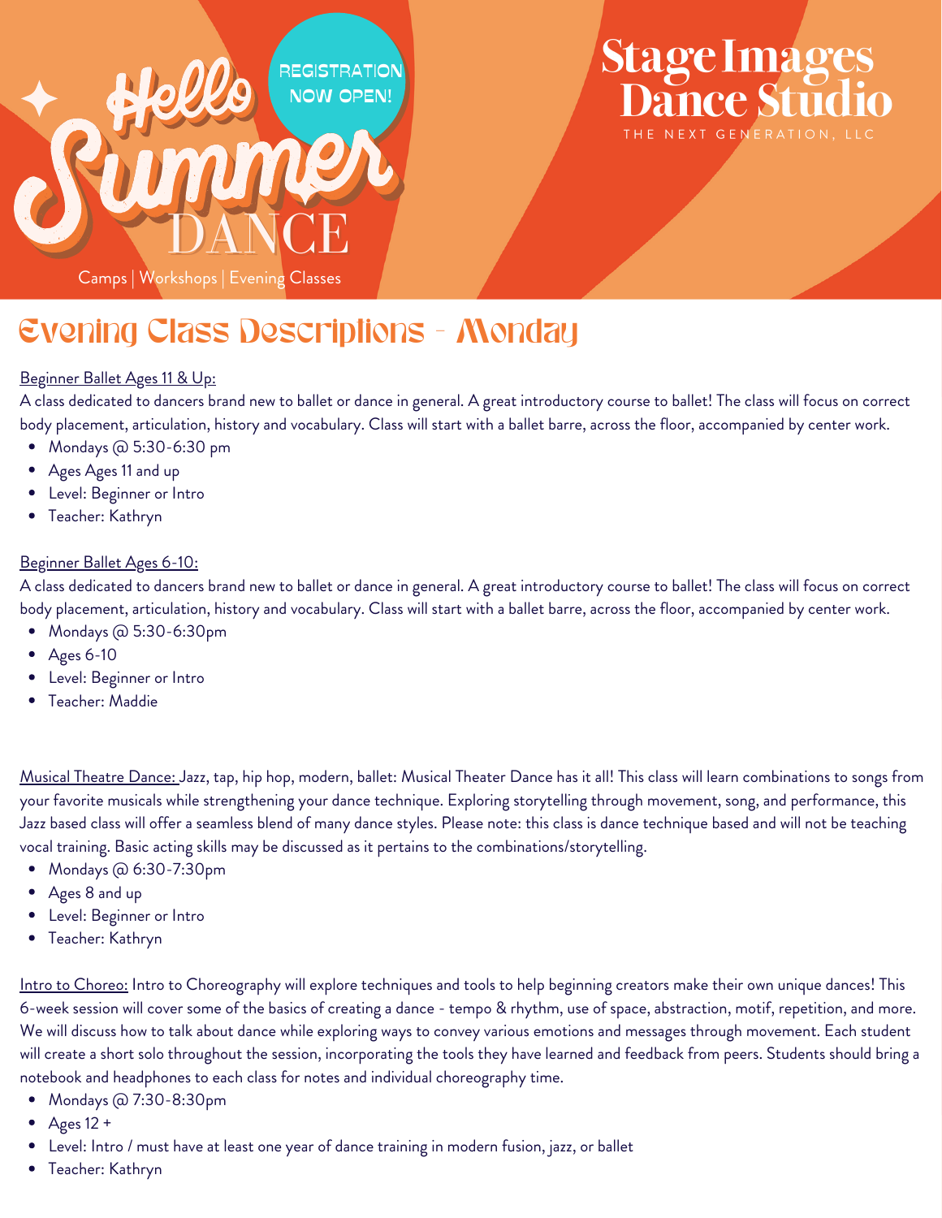Hello Summer DANCE

REGISTRATION NOW OPEN!

Camps | Workshops | Evening Classes

# Stage Images Dance Studio

THE NEXT GENERATION, LLC

## Evening Class Descriptions - Monday

Beginner Ballet Ages 11 & Up:

A class dedicated to dancers brand new to ballet or dance in general. A great introductory course to ballet! The class will focus on correct body placement, articulation, history and vocabulary. Class will start with a ballet barre, across the floor, accompanied by center work.

- Mondays @ 5:30-6:30 pm
- Ages Ages 11 and up
- Level: Beginner or Intro
- Teacher: Kathryn

Beginner Ballet Ages 6-10:

A class dedicated to dancers brand new to ballet or dance in general. A great introductory course to ballet! The class will focus on correct body placement, articulation, history and vocabulary. Class will start with a ballet barre, across the floor, accompanied by center work.

- Mondays @ 5:30-6:30pm
- Ages 6-10
- Level: Beginner or Intro
- Teacher: Maddie

Musical Theatre Dance: Jazz, tap, hip hop, modern, ballet: Musical Theater Dance has it all! This class will learn combinations to songs from your favorite musicals while strengthening your dance technique. Exploring storytelling through movement, song, and performance, this Jazz based class will offer a seamless blend of many dance styles. Please note: this class is dance technique based and will not be teaching vocal training. Basic acting skills may be discussed as it pertains to the combinations/storytelling.

- Mondays @ 6:30-7:30pm
- Ages 8 and up
- Level: Beginner or Intro
- Teacher: Kathryn

Intro to Choreo: Intro to Choreography will explore techniques and tools to help beginning creators make their own unique dances! This 6-week session will cover some of the basics of creating a dance - tempo & rhythm, use of space, abstraction, motif, repetition, and more. We will discuss how to talk about dance while exploring ways to convey various emotions and messages through movement. Each student will create a short solo throughout the session, incorporating the tools they have learned and feedback from peers. Students should bring a notebook and headphones to each class for notes and individual choreography time.

- Mondays @ 7:30-8:30pm
- Ages 12 +
- Level: Intro / must have at least one year of dance training in modern fusion, jazz, or ballet
- Teacher: Kathryn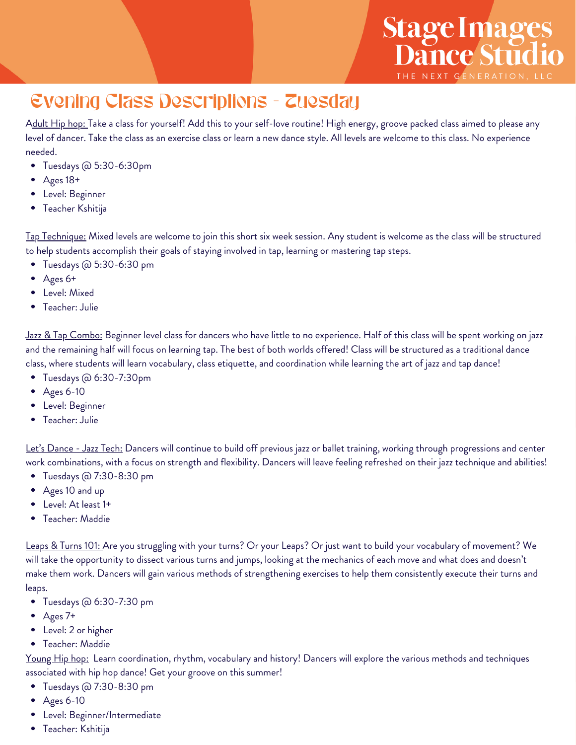# Stage Images Dance Studio

THE NEXT GENERATION, LLC

## Evening Class Descriptions - Tuesday

Adult Hip hop: Take a class for yourself! Add this to your self-love routine! High energy, groove packed class aimed to please any level of dancer. Take the class as an exercise class or learn a new dance style. All levels are welcome to this class. No experience needed.

- Tuesdays @ 5:30-6:30pm
- Ages 18+
- Level: Beginner
- Teacher Kshitija

Tap Technique: Mixed levels are welcome to join this short six week session. Any student is welcome as the class will be structured to help students accomplish their goals of staying involved in tap, learning or mastering tap steps.

- Tuesdays @ 5:30-6:30 pm
- Ages 6+
- Level: Mixed
- Teacher: Julie

Jazz & Tap Combo: Beginner level class for dancers who have little to no experience. Half of this class will be spent working on jazz and the remaining half will focus on learning tap. The best of both worlds offered! Class will be structured as a traditional dance class, where students will learn vocabulary, class etiquette, and coordination while learning the art of jazz and tap dance!

- Tuesdays @ 6:30-7:30pm
- Ages 6-10
- Level: Beginner
- Teacher: Julie

Let's Dance - Jazz Tech: Dancers will continue to build off previous jazz or ballet training, working through progressions and center work combinations, with a focus on strength and flexibility. Dancers will leave feeling refreshed on their jazz technique and abilities!

- Tuesdays @ 7:30-8:30 pm
- Ages 10 and up
- Level: At least 1+
- Teacher: Maddie

Leaps & Turns 101: Are you struggling with your turns? Or your Leaps? Or just want to build your vocabulary of movement? We will take the opportunity to dissect various turns and jumps, looking at the mechanics of each move and what does and doesn't make them work. Dancers will gain various methods of strengthening exercises to help them consistently execute their turns and leaps.

- Tuesdays @ 6:30-7:30 pm
- Ages 7+
- Level: 2 or higher
- Teacher: Maddie

Young Hip hop: Learn coordination, rhythm, vocabulary and history! Dancers will explore the various methods and techniques associated with hip hop dance! Get your groove on this summer!

- Tuesdays @ 7:30-8:30 pm
- Ages 6-10
- Level: Beginner/Intermediate
- Teacher: Kshitija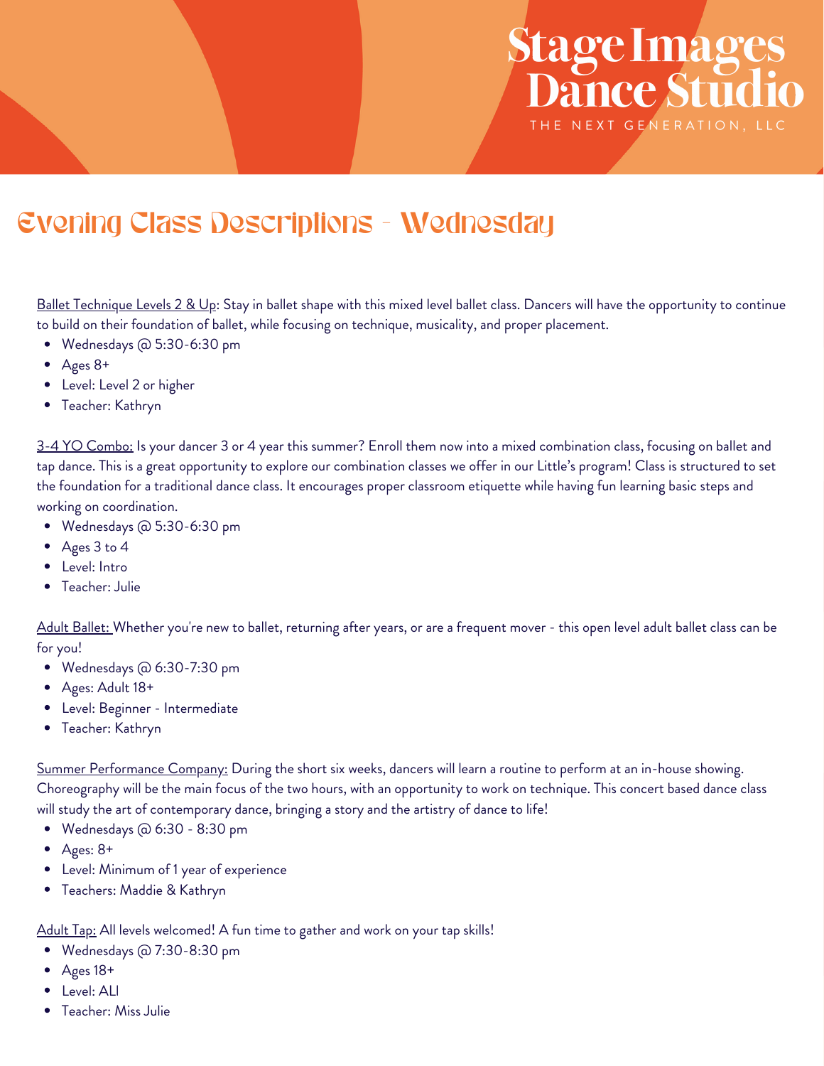# Stage Images Dance Studio

THE NEXT GENERATION, LLC

## Evening Class Descriptions - Wednesday

Ballet Technique Levels 2 & Up: Stay in ballet shape with this mixed level ballet class. Dancers will have the opportunity to continue to build on their foundation of ballet, while focusing on technique, musicality, and proper placement.

- Wednesdays @ 5:30-6:30 pm
- Ages 8+
- Level: Level 2 or higher
- Teacher: Kathryn

3-4 YO Combo: Is your dancer 3 or 4 year this summer? Enroll them now into a mixed combination class, focusing on ballet and tap dance. This is a great opportunity to explore our combination classes we offer in our Little's program! Class is structured to set the foundation for a traditional dance class. It encourages proper classroom etiquette while having fun learning basic steps and working on coordination.

- Wednesdays @ 5:30-6:30 pm
- Ages 3 to 4
- Level: Intro
- Teacher: Julie

Adult Ballet: Whether you're new to ballet, returning after years, or are a frequent mover - this open level adult ballet class can be for you!

- Wednesdays @ 6:30-7:30 pm
- Ages: Adult 18+
- Level: Beginner - Intermediate
- Teacher: Kathryn

Summer Performance Company: During the short six weeks, dancers will learn a routine to perform at an in-house showing. Choreography will be the main focus of the two hours, with an opportunity to work on technique. This concert based dance class will study the art of contemporary dance, bringing a story and the artistry of dance to life!

- Wednesdays @ 6:30 - 8:30 pm
- Ages: 8+
- Level: Minimum of 1 year of experience
- Teachers: Maddie & Kathryn

Adult Tap: All levels welcomed! A fun time to gather and work on your tap skills!

- Wednesdays @ 7:30-8:30 pm
- Ages 18+
- Level: ALl
- Teacher: Miss Julie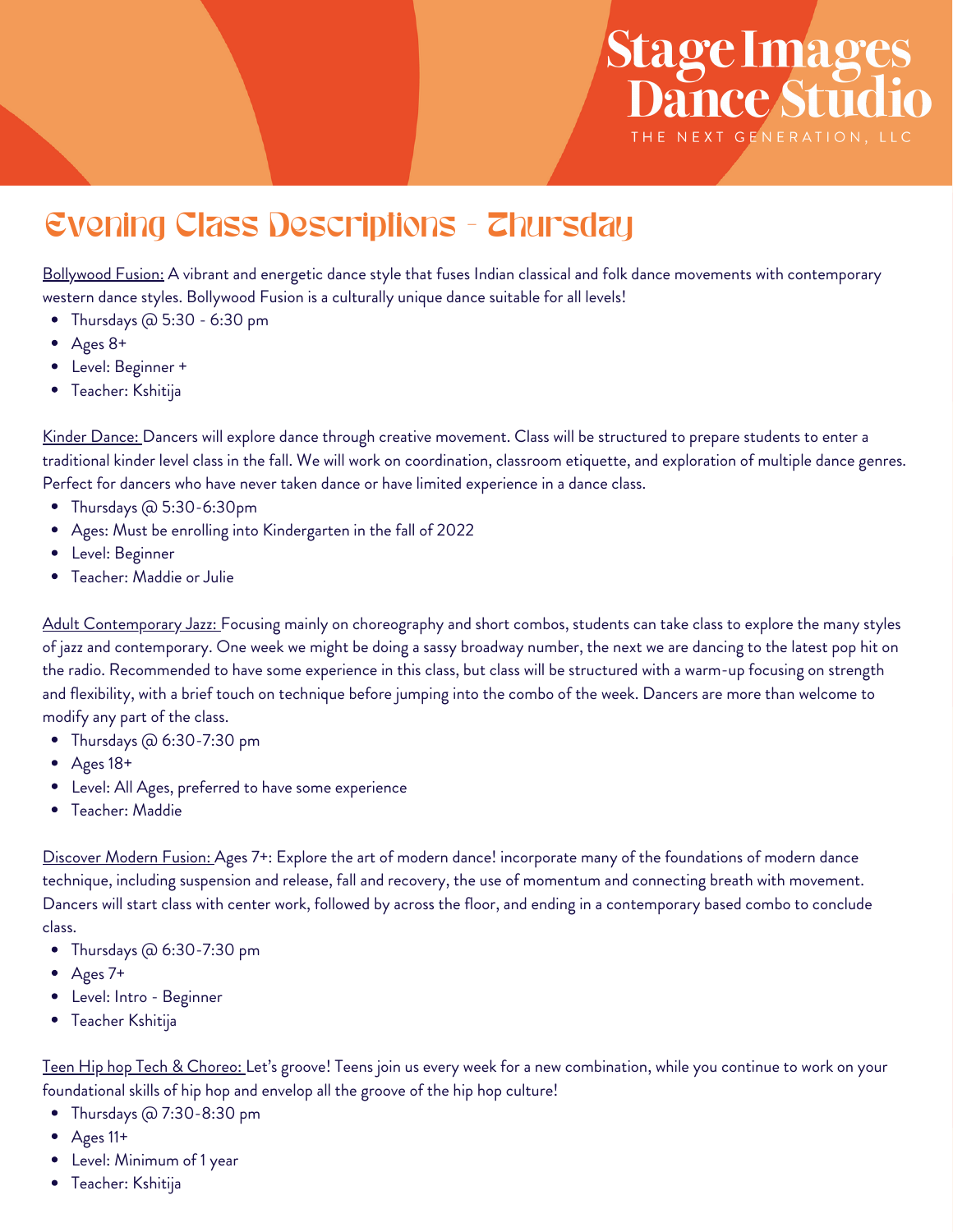# Stage Images Dance Studio

THE NEXT GENERATION, LLC

## Evening Class Descriptions - Thursday

Bollywood Fusion: A vibrant and energetic dance style that fuses Indian classical and folk dance movements with contemporary western dance styles. Bollywood Fusion is a culturally unique dance suitable for all levels!

- Thursdays @ 5:30 - 6:30 pm
- Ages 8+
- Level: Beginner +
- Teacher: Kshitija

Kinder Dance: Dancers will explore dance through creative movement. Class will be structured to prepare students to enter a traditional kinder level class in the fall. We will work on coordination, classroom etiquette, and exploration of multiple dance genres. Perfect for dancers who have never taken dance or have limited experience in a dance class.

- Thursdays @ 5:30-6:30pm
- Ages: Must be enrolling into Kindergarten in the fall of 2022
- Level: Beginner
- Teacher: Maddie or Julie

Adult Contemporary Jazz: Focusing mainly on choreography and short combos, students can take class to explore the many styles of jazz and contemporary. One week we might be doing a sassy broadway number, the next we are dancing to the latest pop hit on the radio. Recommended to have some experience in this class, but class will be structured with a warm-up focusing on strength and flexibility, with a brief touch on technique before jumping into the combo of the week. Dancers are more than welcome to modify any part of the class.

- Thursdays @ 6:30-7:30 pm
- Ages 18+
- Level: All Ages, preferred to have some experience
- Teacher: Maddie

Discover Modern Fusion: Ages 7+: Explore the art of modern dance! incorporate many of the foundations of modern dance technique, including suspension and release, fall and recovery, the use of momentum and connecting breath with movement. Dancers will start class with center work, followed by across the floor, and ending in a contemporary based combo to conclude class.

- Thursdays @ 6:30-7:30 pm
- Ages 7+
- Level: Intro - Beginner
- Teacher Kshitija

Teen Hip hop Tech & Choreo: Let's groove! Teens join us every week for a new combination, while you continue to work on your foundational skills of hip hop and envelop all the groove of the hip hop culture!

- Thursdays @ 7:30-8:30 pm
- Ages 11+
- Level: Minimum of 1 year
- Teacher: Kshitija